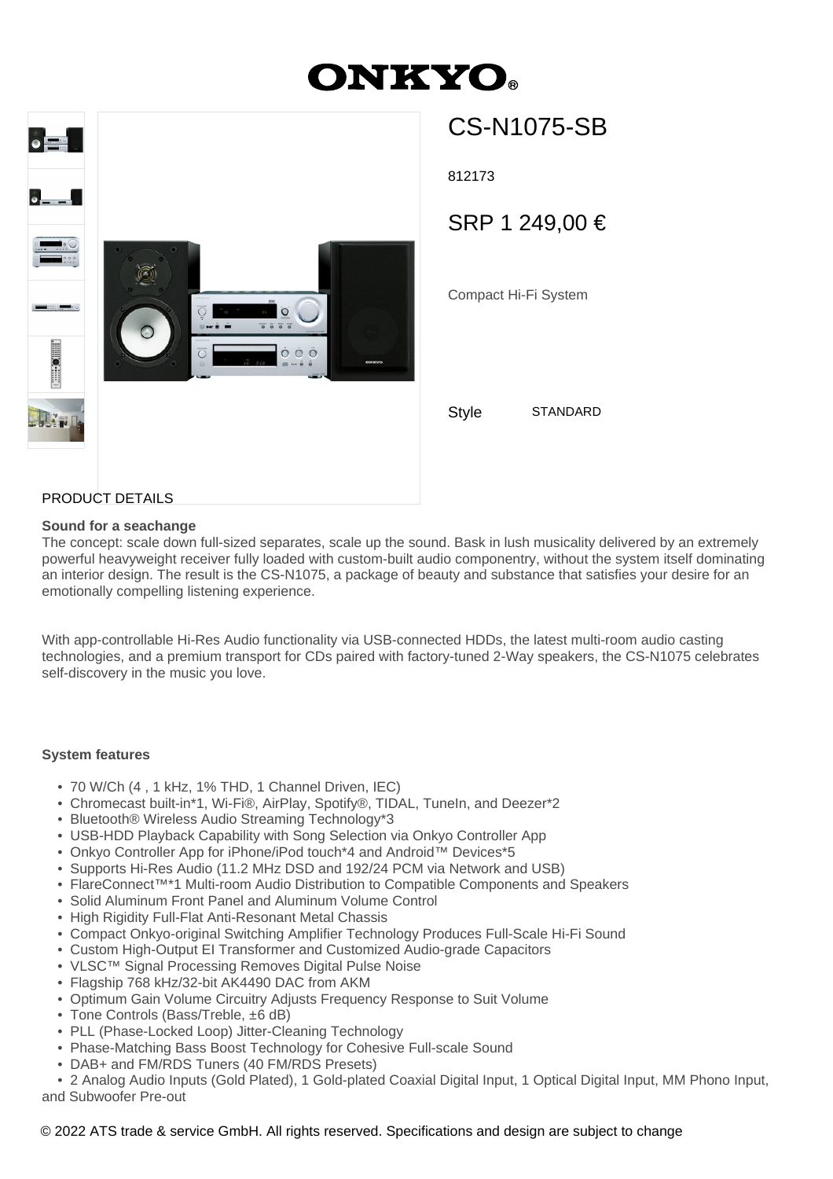# ONKYO

## CS-N1075-SB

812173

SRP 1 249,00 €

Compact Hi-Fi System

Style STANDARD

PRODUCT DETAILS

**Sound for a seachange**

The concept: scale down full-sized separates, scale up the sound. Bask in lush musicality delivered by an extremely powerful heavyweight receiver fully loaded with custom-built audio componentry, without the system itself dominating an interior design. The result is the CS-N1075, a package of beauty and substance that satisfies your desire for an emotionally compelling listening experience.

With app-controllable Hi-Res Audio functionality via USB-connected HDDs, the latest multi-room audio casting technologies, and a premium transport for CDs paired with factory-tuned 2-Way speakers, the CS-N1075 celebrates self-discovery in the music you love.

**System features**

- 70 W/Ch (4 , 1 kHz, 1% THD, 1 Channel Driven, IEC)
- Chromecast built-in*1, Wi-Fi®, AirPlay, Spotify®, TIDAL, TuneIn, and Deezer*2
- Bluetooth® Wireless Audio Streaming Technology*3
- USB-HDD Playback Capability with Song Selection via Onkyo Controller App
- Onkyo Controller App for iPhone/iPod touch*4 and Android™ Devices*5
- Supports Hi-Res Audio (11.2 MHz DSD and 192/24 PCM via Network and USB)
- FlareConnect™*1 Multi-room Audio Distribution to Compatible Components and Speakers
- Solid Aluminum Front Panel and Aluminum Volume Control
- High Rigidity Full-Flat Anti-Resonant Metal Chassis
- Compact Onkyo-original Switching Amplifier Technology Produces Full-Scale Hi-Fi Sound
- Custom High-Output EI Transformer and Customized Audio-grade Capacitors
- VLSC™ Signal Processing Removes Digital Pulse Noise
- Flagship 768 kHz/32-bit AK4490 DAC from AKM
- Optimum Gain Volume Circuitry Adjusts Frequency Response to Suit Volume
- Tone Controls (Bass/Treble, ±6 dB)
- PLL (Phase-Locked Loop) Jitter-Cleaning Technology
- Phase-Matching Bass Boost Technology for Cohesive Full-scale Sound
- DAB+ and FM/RDS Tuners (40 FM/RDS Presets)
- 2 Analog Audio Inputs (Gold Plated), 1 Gold-plated Coaxial Digital Input, 1 Optical Digital Input, MM Phono Input, and Subwoofer Pre-out

© 2022 ATS trade & service GmbH. All rights reserved. Specifications and design are subject to change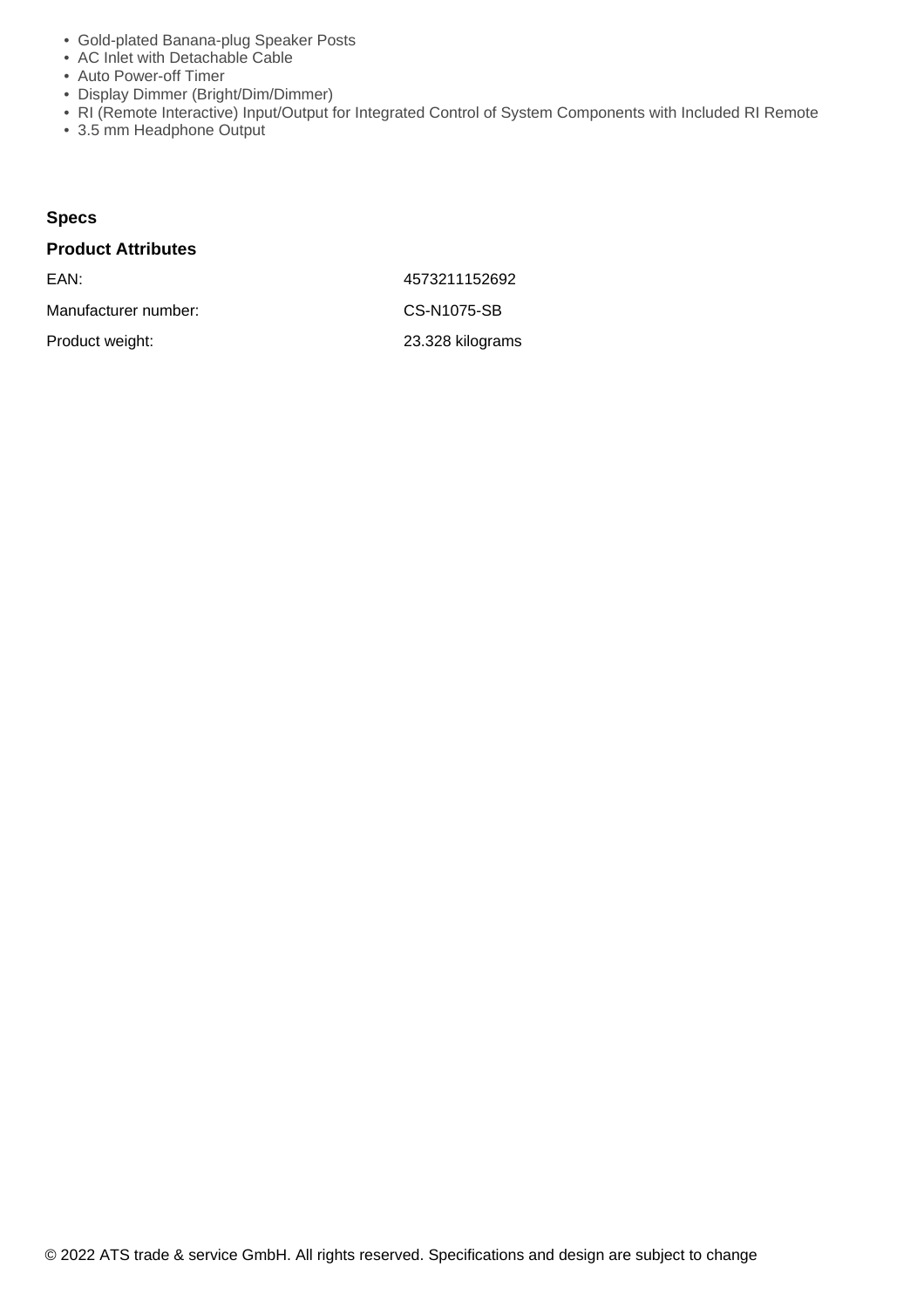- Gold-plated Banana-plug Speaker Posts
- AC Inlet with Detachable Cable
- Auto Power-off Timer
- Display Dimmer (Bright/Dim/Dimmer)
- RI (Remote Interactive) Input/Output for Integrated Control of System Components with Included RI Remote
- 3.5 mm Headphone Output

## Specs

### Product Attributes

| | |
|---|---|
| EAN: | 4573211152692 |
| Manufacturer number: | CS-N1075-SB |
| Product weight: | 23.328 kilograms |

© 2022 ATS trade & service GmbH. All rights reserved. Specifications and design are subject to change